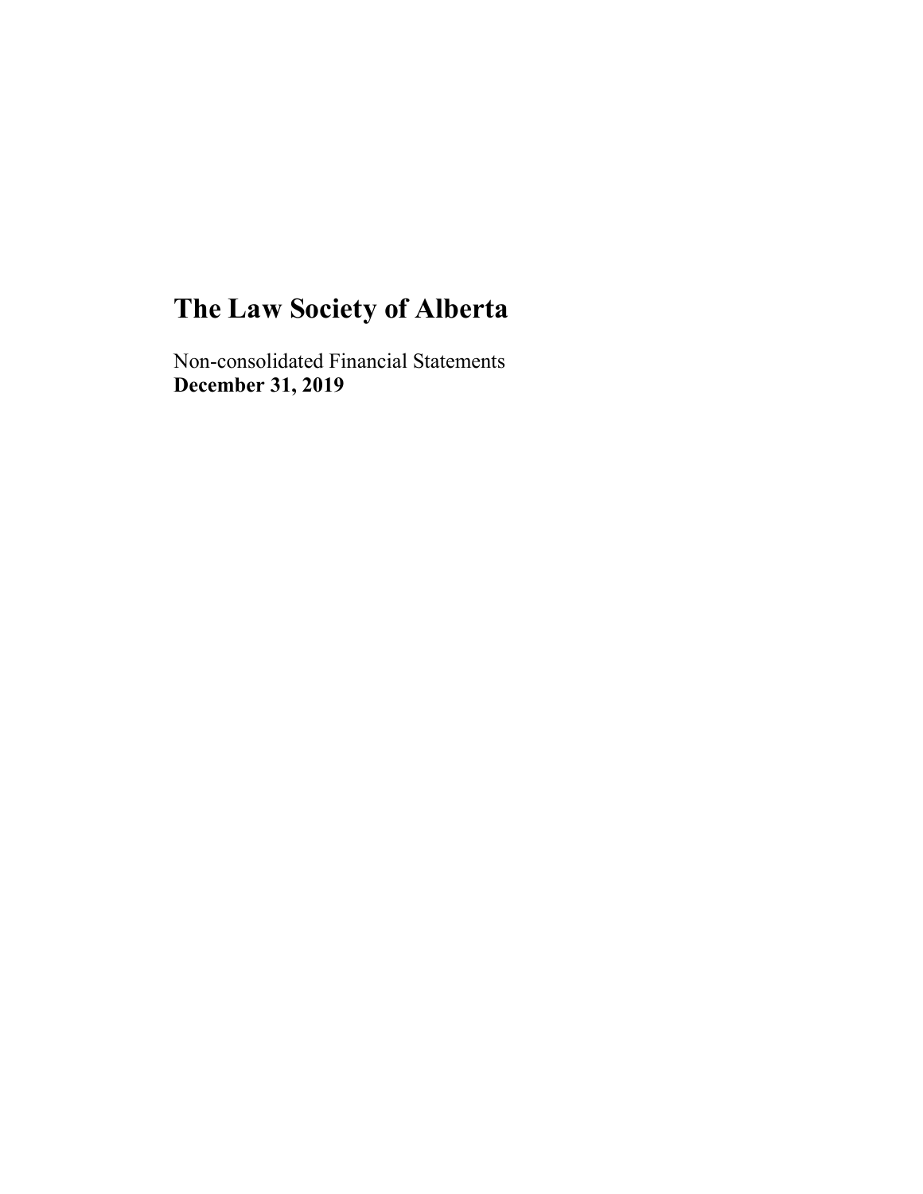# The Law Society of Alberta

Non-consolidated Financial Statements
**December 31, 2019**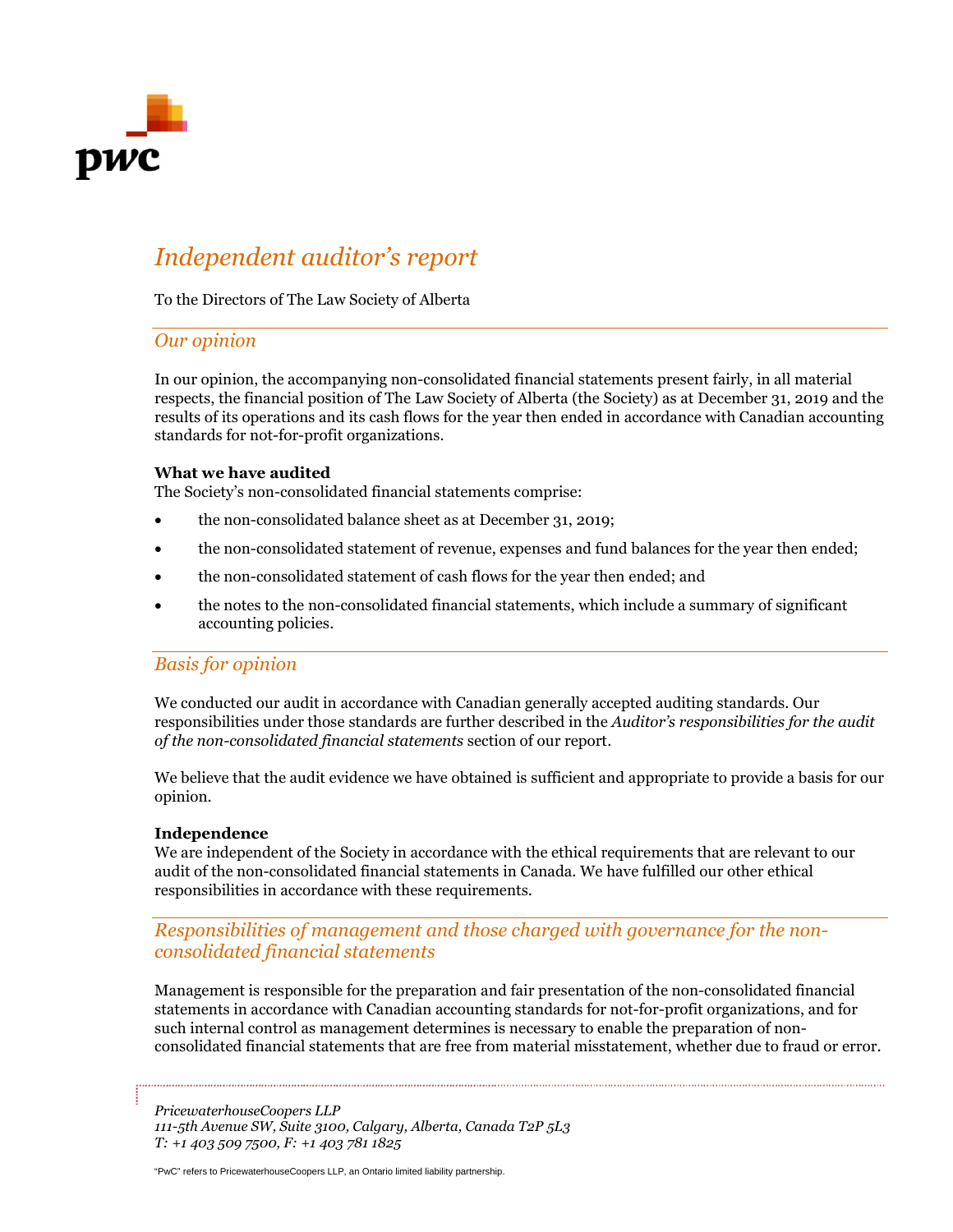# *Independent auditor's report*

To the Directors of The Law Society of Alberta

## *Our opinion*

In our opinion, the accompanying non-consolidated financial statements present fairly, in all material respects, the financial position of The Law Society of Alberta (the Society) as at December 31, 2019 and the results of its operations and its cash flows for the year then ended in accordance with Canadian accounting standards for not-for-profit organizations.

**What we have audited**

The Society's non-consolidated financial statements comprise:

- the non-consolidated balance sheet as at December 31, 2019;
- the non-consolidated statement of revenue, expenses and fund balances for the year then ended;
- the non-consolidated statement of cash flows for the year then ended; and
- the notes to the non-consolidated financial statements, which include a summary of significant accounting policies.

## *Basis for opinion*

We conducted our audit in accordance with Canadian generally accepted auditing standards. Our responsibilities under those standards are further described in the *Auditor's responsibilities for the audit of the non-consolidated financial statements* section of our report.

We believe that the audit evidence we have obtained is sufficient and appropriate to provide a basis for our opinion.

**Independence**

We are independent of the Society in accordance with the ethical requirements that are relevant to our audit of the non-consolidated financial statements in Canada. We have fulfilled our other ethical responsibilities in accordance with these requirements.

## *Responsibilities of management and those charged with governance for the non-consolidated financial statements*

Management is responsible for the preparation and fair presentation of the non-consolidated financial statements in accordance with Canadian accounting standards for not-for-profit organizations, and for such internal control as management determines is necessary to enable the preparation of non-consolidated financial statements that are free from material misstatement, whether due to fraud or error.

*PricewaterhouseCoopers LLP*
*111-5th Avenue SW, Suite 3100, Calgary, Alberta, Canada T2P 5L3*
*T: +1 403 509 7500, F: +1 403 781 1825*

"PwC" refers to PricewaterhouseCoopers LLP, an Ontario limited liability partnership.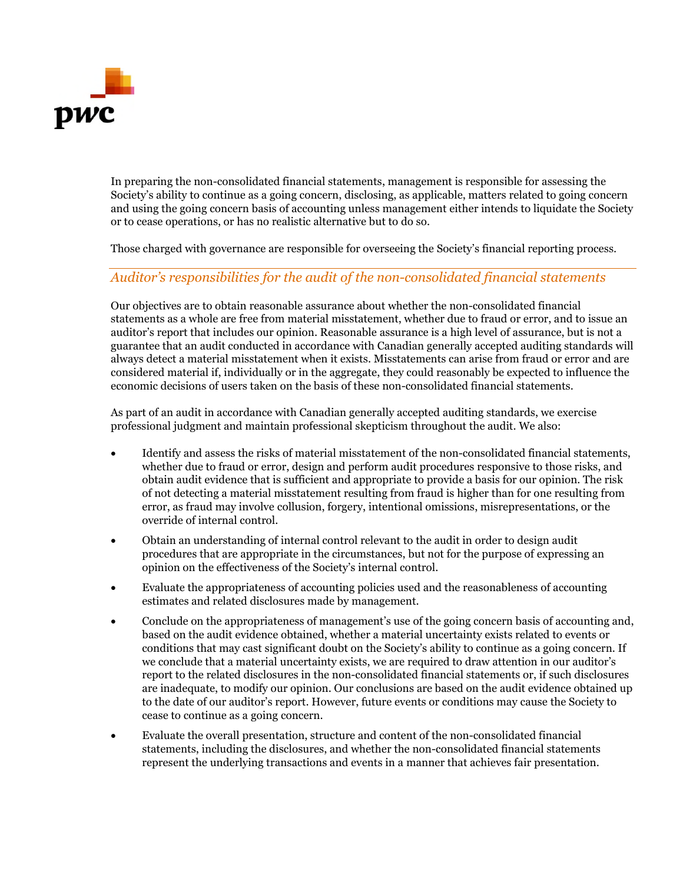In preparing the non-consolidated financial statements, management is responsible for assessing the Society's ability to continue as a going concern, disclosing, as applicable, matters related to going concern and using the going concern basis of accounting unless management either intends to liquidate the Society or to cease operations, or has no realistic alternative but to do so.

Those charged with governance are responsible for overseeing the Society's financial reporting process.

## *Auditor's responsibilities for the audit of the non-consolidated financial statements*

Our objectives are to obtain reasonable assurance about whether the non-consolidated financial statements as a whole are free from material misstatement, whether due to fraud or error, and to issue an auditor's report that includes our opinion. Reasonable assurance is a high level of assurance, but is not a guarantee that an audit conducted in accordance with Canadian generally accepted auditing standards will always detect a material misstatement when it exists. Misstatements can arise from fraud or error and are considered material if, individually or in the aggregate, they could reasonably be expected to influence the economic decisions of users taken on the basis of these non-consolidated financial statements.

As part of an audit in accordance with Canadian generally accepted auditing standards, we exercise professional judgment and maintain professional skepticism throughout the audit. We also:

- Identify and assess the risks of material misstatement of the non-consolidated financial statements, whether due to fraud or error, design and perform audit procedures responsive to those risks, and obtain audit evidence that is sufficient and appropriate to provide a basis for our opinion. The risk of not detecting a material misstatement resulting from fraud is higher than for one resulting from error, as fraud may involve collusion, forgery, intentional omissions, misrepresentations, or the override of internal control.
- Obtain an understanding of internal control relevant to the audit in order to design audit procedures that are appropriate in the circumstances, but not for the purpose of expressing an opinion on the effectiveness of the Society's internal control.
- Evaluate the appropriateness of accounting policies used and the reasonableness of accounting estimates and related disclosures made by management.
- Conclude on the appropriateness of management's use of the going concern basis of accounting and, based on the audit evidence obtained, whether a material uncertainty exists related to events or conditions that may cast significant doubt on the Society's ability to continue as a going concern. If we conclude that a material uncertainty exists, we are required to draw attention in our auditor's report to the related disclosures in the non-consolidated financial statements or, if such disclosures are inadequate, to modify our opinion. Our conclusions are based on the audit evidence obtained up to the date of our auditor's report. However, future events or conditions may cause the Society to cease to continue as a going concern.
- Evaluate the overall presentation, structure and content of the non-consolidated financial statements, including the disclosures, and whether the non-consolidated financial statements represent the underlying transactions and events in a manner that achieves fair presentation.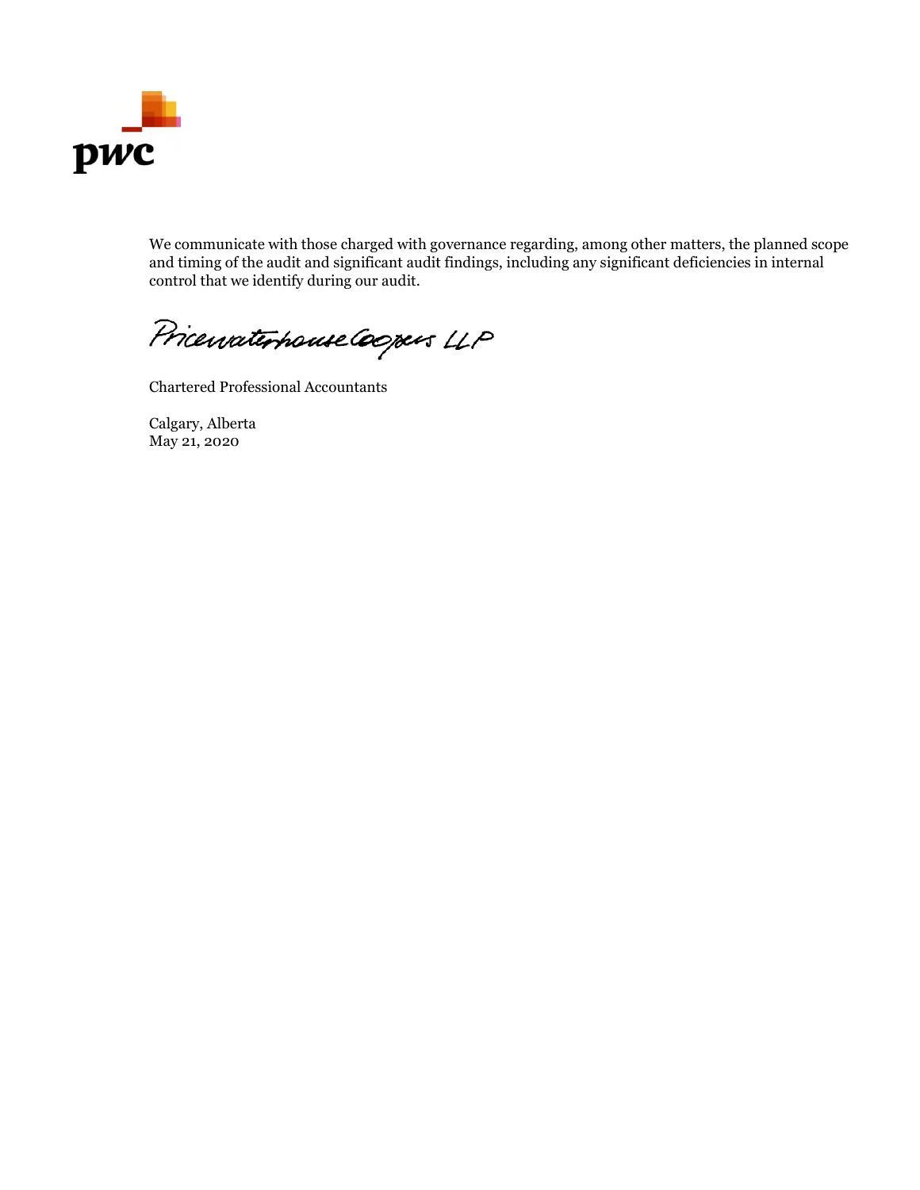We communicate with those charged with governance regarding, among other matters, the planned scope and timing of the audit and significant audit findings, including any significant deficiencies in internal control that we identify during our audit.

PricewaterhouseCoopers LLP

Chartered Professional Accountants

Calgary, Alberta
May 21, 2020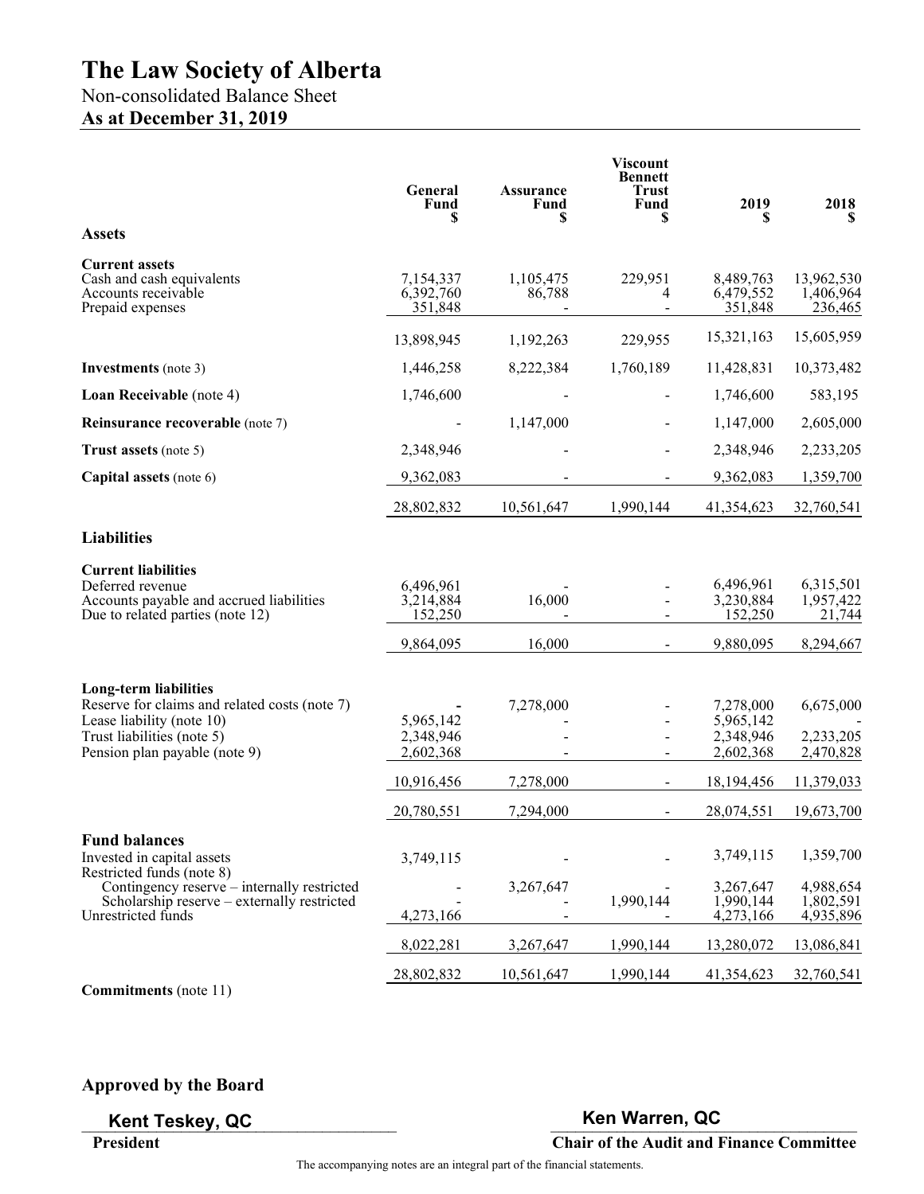# The Law Society of Alberta

Non-consolidated Balance Sheet

**As at December 31, 2019**

| | General Fund $ | Assurance Fund $ | Viscount Bennett Trust Fund $ | 2019 $ | 2018 $ |
|---|---|---|---|---|---|
| **Assets** | | | | | |
| **Current assets** | | | | | |
| Cash and cash equivalents | 7,154,337 | 1,105,475 | 229,951 | 8,489,763 | 13,962,530 |
| Accounts receivable | 6,392,760 | 86,788 | 4 | 6,479,552 | 1,406,964 |
| Prepaid expenses | 351,848 | - | - | 351,848 | 236,465 |
| | 13,898,945 | 1,192,263 | 229,955 | 15,321,163 | 15,605,959 |
| **Investments** (note 3) | 1,446,258 | 8,222,384 | 1,760,189 | 11,428,831 | 10,373,482 |
| **Loan Receivable** (note 4) | 1,746,600 | - | - | 1,746,600 | 583,195 |
| **Reinsurance recoverable** (note 7) | - | 1,147,000 | - | 1,147,000 | 2,605,000 |
| **Trust assets** (note 5) | 2,348,946 | - | - | 2,348,946 | 2,233,205 |
| **Capital assets** (note 6) | 9,362,083 | - | - | 9,362,083 | 1,359,700 |
| | 28,802,832 | 10,561,647 | 1,990,144 | 41,354,623 | 32,760,541 |
| **Liabilities** | | | | | |
| **Current liabilities** | | | | | |
| Deferred revenue | 6,496,961 | - | - | 6,496,961 | 6,315,501 |
| Accounts payable and accrued liabilities | 3,214,884 | 16,000 | - | 3,230,884 | 1,957,422 |
| Due to related parties (note 12) | 152,250 | - | - | 152,250 | 21,744 |
| | 9,864,095 | 16,000 | - | 9,880,095 | 8,294,667 |
| **Long-term liabilities** | | | | | |
| Reserve for claims and related costs (note 7) | - | 7,278,000 | - | 7,278,000 | 6,675,000 |
| Lease liability (note 10) | 5,965,142 | - | - | 5,965,142 | - |
| Trust liabilities (note 5) | 2,348,946 | - | - | 2,348,946 | 2,233,205 |
| Pension plan payable (note 9) | 2,602,368 | - | - | 2,602,368 | 2,470,828 |
| | 10,916,456 | 7,278,000 | - | 18,194,456 | 11,379,033 |
| | 20,780,551 | 7,294,000 | - | 28,074,551 | 19,673,700 |
| **Fund balances** | | | | | |
| Invested in capital assets | 3,749,115 | - | - | 3,749,115 | 1,359,700 |
| Restricted funds (note 8) | | | | | |
| Contingency reserve – internally restricted | - | 3,267,647 | - | 3,267,647 | 4,988,654 |
| Scholarship reserve – externally restricted | - | - | 1,990,144 | 1,990,144 | 1,802,591 |
| Unrestricted funds | 4,273,166 | - | - | 4,273,166 | 4,935,896 |
| | 8,022,281 | 3,267,647 | 1,990,144 | 13,280,072 | 13,086,841 |
| | 28,802,832 | 10,561,647 | 1,990,144 | 41,354,623 | 32,760,541 |

**Commitments** (note 11)

**Approved by the Board**

Kent Teskey, QC
**President**

Ken Warren, QC
**Chair of the Audit and Finance Committee**

The accompanying notes are an integral part of the financial statements.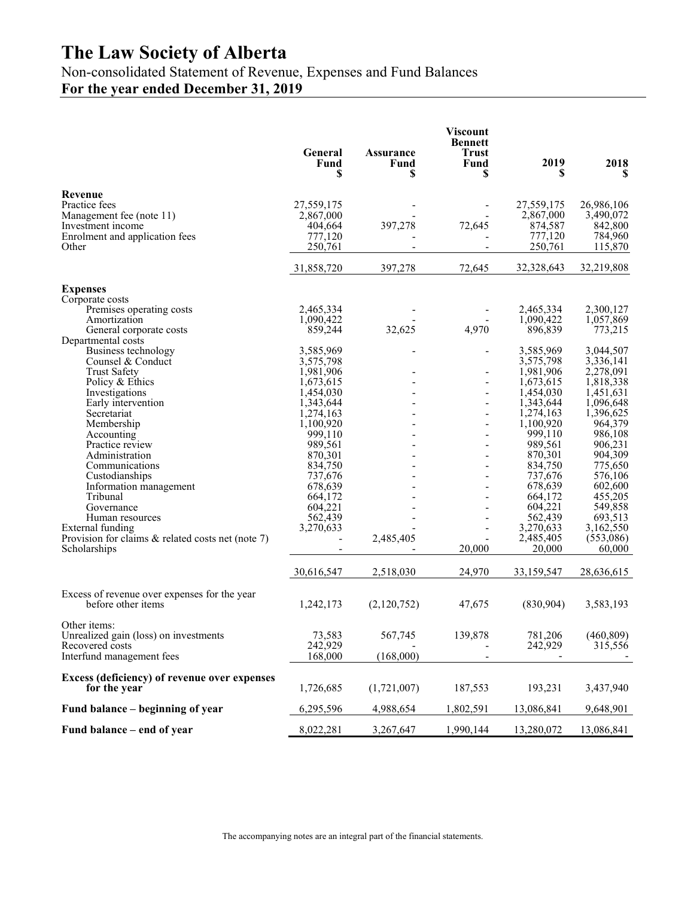# The Law Society of Alberta

## Non-consolidated Statement of Revenue, Expenses and Fund Balances

**For the year ended December 31, 2019**

| | General Fund $ | Assurance Fund $ | Viscount Bennett Trust Fund $ | 2019 $ | 2018 $ |
|---|---|---|---|---|---|
| **Revenue** | | | | | |
| Practice fees | 27,559,175 | - | - | 27,559,175 | 26,986,106 |
| Management fee (note 11) | 2,867,000 | - | - | 2,867,000 | 3,490,072 |
| Investment income | 404,664 | 397,278 | 72,645 | 874,587 | 842,800 |
| Enrolment and application fees | 777,120 | - | - | 777,120 | 784,960 |
| Other | 250,761 | - | - | 250,761 | 115,870 |
| | 31,858,720 | 397,278 | 72,645 | 32,328,643 | 32,219,808 |
| **Expenses** | | | | | |
| Corporate costs | | | | | |
| Premises operating costs | 2,465,334 | - | - | 2,465,334 | 2,300,127 |
| Amortization | 1,090,422 | - | - | 1,090,422 | 1,057,869 |
| General corporate costs | 859,244 | 32,625 | 4,970 | 896,839 | 773,215 |
| Departmental costs | | | | | |
| Business technology | 3,585,969 | - | - | 3,585,969 | 3,044,507 |
| Counsel & Conduct | 3,575,798 | | | 3,575,798 | 3,336,141 |
| Trust Safety | 1,981,906 | - | - | 1,981,906 | 2,278,091 |
| Policy & Ethics | 1,673,615 | - | - | 1,673,615 | 1,818,338 |
| Investigations | 1,454,030 | - | - | 1,454,030 | 1,451,631 |
| Early intervention | 1,343,644 | - | - | 1,343,644 | 1,096,648 |
| Secretariat | 1,274,163 | - | - | 1,274,163 | 1,396,625 |
| Membership | 1,100,920 | - | - | 1,100,920 | 964,379 |
| Accounting | 999,110 | - | - | 999,110 | 986,108 |
| Practice review | 989,561 | - | - | 989,561 | 906,231 |
| Administration | 870,301 | - | - | 870,301 | 904,309 |
| Communications | 834,750 | - | - | 834,750 | 775,650 |
| Custodianships | 737,676 | - | - | 737,676 | 576,106 |
| Information management | 678,639 | - | - | 678,639 | 602,600 |
| Tribunal | 664,172 | - | - | 664,172 | 455,205 |
| Governance | 604,221 | - | - | 604,221 | 549,858 |
| Human resources | 562,439 | - | - | 562,439 | 693,513 |
| External funding | 3,270,633 | - | - | 3,270,633 | 3,162,550 |
| Provision for claims & related costs net (note 7) | - | 2,485,405 | - | 2,485,405 | (553,086) |
| Scholarships | - | - | 20,000 | 20,000 | 60,000 |
| | 30,616,547 | 2,518,030 | 24,970 | 33,159,547 | 28,636,615 |
| Excess of revenue over expenses for the year before other items | 1,242,173 | (2,120,752) | 47,675 | (830,904) | 3,583,193 |
| Other items: | | | | | |
| Unrealized gain (loss) on investments | 73,583 | 567,745 | 139,878 | 781,206 | (460,809) |
| Recovered costs | 242,929 | - | - | 242,929 | 315,556 |
| Interfund management fees | 168,000 | (168,000) | - | - | - |
| **Excess (deficiency) of revenue over expenses for the year** | 1,726,685 | (1,721,007) | 187,553 | 193,231 | 3,437,940 |
| **Fund balance – beginning of year** | 6,295,596 | 4,988,654 | 1,802,591 | 13,086,841 | 9,648,901 |
| **Fund balance – end of year** | 8,022,281 | 3,267,647 | 1,990,144 | 13,280,072 | 13,086,841 |

The accompanying notes are an integral part of the financial statements.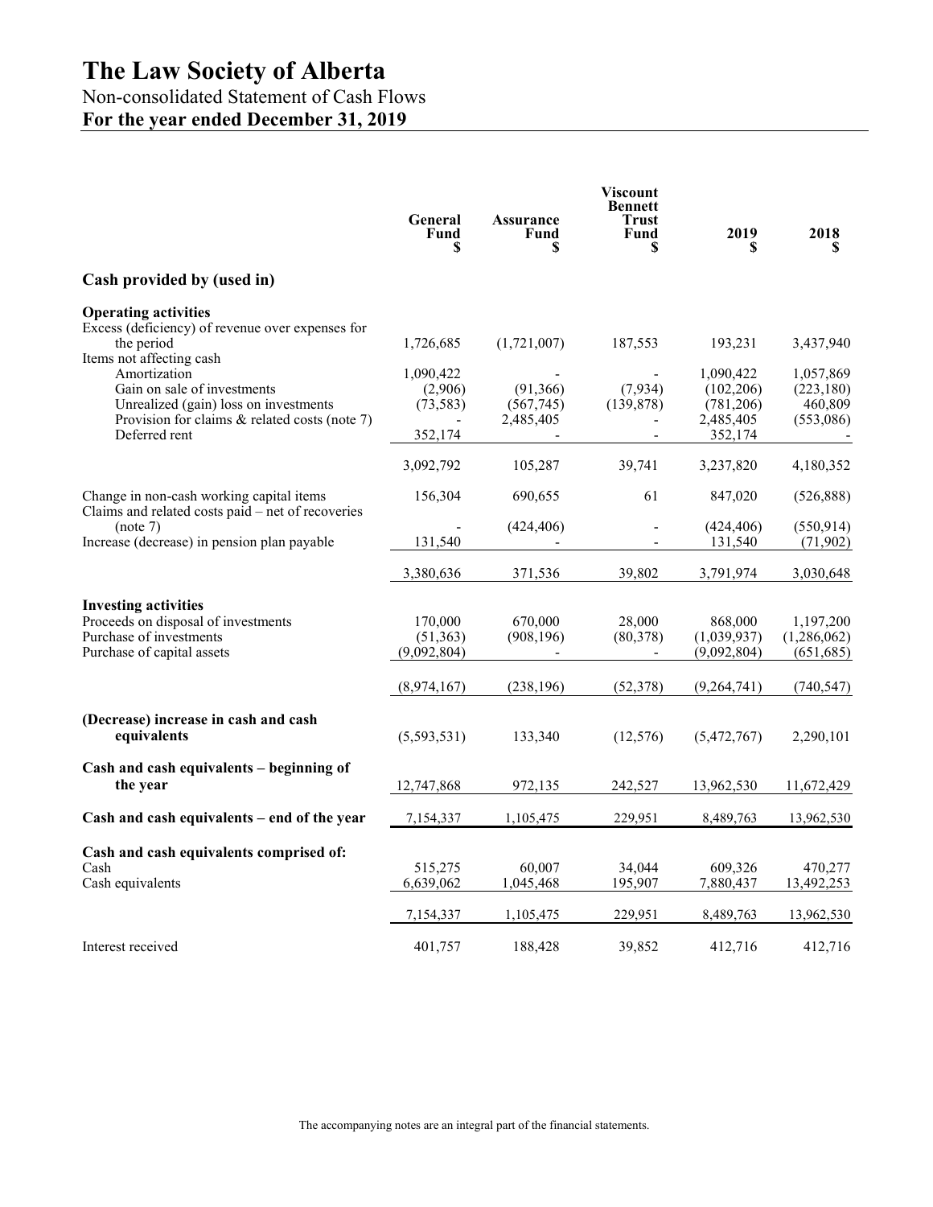# The Law Society of Alberta

Non-consolidated Statement of Cash Flows

**For the year ended December 31, 2019**

| | General Fund $ | Assurance Fund $ | Viscount Bennett Trust Fund $ | 2019 $ | 2018 $ |
|---|---|---|---|---|---|
| **Cash provided by (used in)** | | | | | |
| **Operating activities** | | | | | |
| Excess (deficiency) of revenue over expenses for the period | 1,726,685 | (1,721,007) | 187,553 | 193,231 | 3,437,940 |
| Items not affecting cash | | | | | |
| Amortization | 1,090,422 | - | - | 1,090,422 | 1,057,869 |
| Gain on sale of investments | (2,906) | (91,366) | (7,934) | (102,206) | (223,180) |
| Unrealized (gain) loss on investments | (73,583) | (567,745) | (139,878) | (781,206) | 460,809 |
| Provision for claims & related costs (note 7) | - | 2,485,405 | - | 2,485,405 | (553,086) |
| Deferred rent | 352,174 | - | - | 352,174 | - |
| | 3,092,792 | 105,287 | 39,741 | 3,237,820 | 4,180,352 |
| Change in non-cash working capital items | 156,304 | 690,655 | 61 | 847,020 | (526,888) |
| Claims and related costs paid – net of recoveries (note 7) | - | (424,406) | - | (424,406) | (550,914) |
| Increase (decrease) in pension plan payable | 131,540 | - | - | 131,540 | (71,902) |
| | 3,380,636 | 371,536 | 39,802 | 3,791,974 | 3,030,648 |
| **Investing activities** | | | | | |
| Proceeds on disposal of investments | 170,000 | 670,000 | 28,000 | 868,000 | 1,197,200 |
| Purchase of investments | (51,363) | (908,196) | (80,378) | (1,039,937) | (1,286,062) |
| Purchase of capital assets | (9,092,804) | - | - | (9,092,804) | (651,685) |
| | (8,974,167) | (238,196) | (52,378) | (9,264,741) | (740,547) |
| **(Decrease) increase in cash and cash equivalents** | (5,593,531) | 133,340 | (12,576) | (5,472,767) | 2,290,101 |
| **Cash and cash equivalents – beginning of the year** | 12,747,868 | 972,135 | 242,527 | 13,962,530 | 11,672,429 |
| **Cash and cash equivalents – end of the year** | 7,154,337 | 1,105,475 | 229,951 | 8,489,763 | 13,962,530 |
| **Cash and cash equivalents comprised of:** | | | | | |
| Cash | 515,275 | 60,007 | 34,044 | 609,326 | 470,277 |
| Cash equivalents | 6,639,062 | 1,045,468 | 195,907 | 7,880,437 | 13,492,253 |
| | 7,154,337 | 1,105,475 | 229,951 | 8,489,763 | 13,962,530 |
| Interest received | 401,757 | 188,428 | 39,852 | 412,716 | 412,716 |

The accompanying notes are an integral part of the financial statements.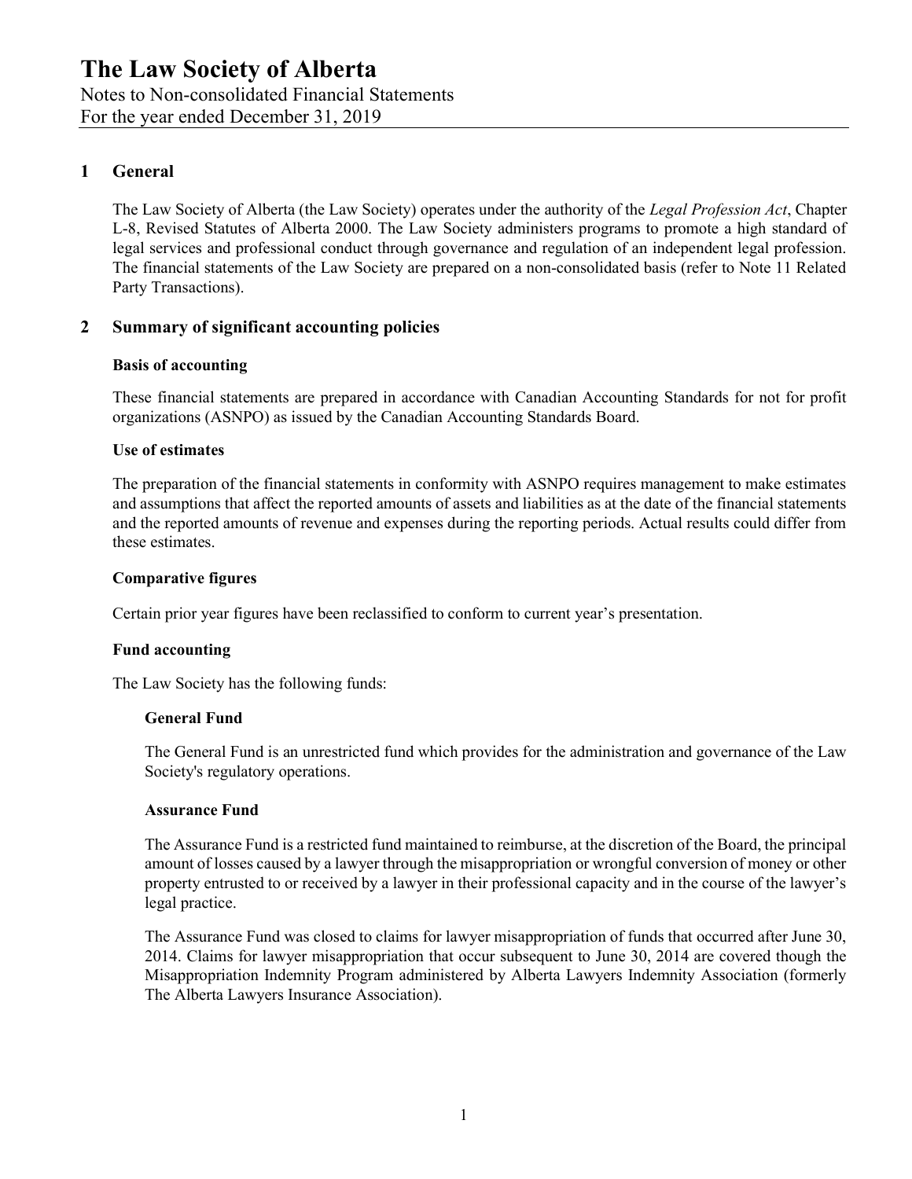# The Law Society of Alberta

Notes to Non-consolidated Financial Statements
For the year ended December 31, 2019

## 1 General

The Law Society of Alberta (the Law Society) operates under the authority of the *Legal Profession Act*, Chapter L-8, Revised Statutes of Alberta 2000. The Law Society administers programs to promote a high standard of legal services and professional conduct through governance and regulation of an independent legal profession. The financial statements of the Law Society are prepared on a non-consolidated basis (refer to Note 11 Related Party Transactions).

## 2 Summary of significant accounting policies

### Basis of accounting

These financial statements are prepared in accordance with Canadian Accounting Standards for not for profit organizations (ASNPO) as issued by the Canadian Accounting Standards Board.

### Use of estimates

The preparation of the financial statements in conformity with ASNPO requires management to make estimates and assumptions that affect the reported amounts of assets and liabilities as at the date of the financial statements and the reported amounts of revenue and expenses during the reporting periods. Actual results could differ from these estimates.

### Comparative figures

Certain prior year figures have been reclassified to conform to current year's presentation.

### Fund accounting

The Law Society has the following funds:

#### General Fund

The General Fund is an unrestricted fund which provides for the administration and governance of the Law Society's regulatory operations.

#### Assurance Fund

The Assurance Fund is a restricted fund maintained to reimburse, at the discretion of the Board, the principal amount of losses caused by a lawyer through the misappropriation or wrongful conversion of money or other property entrusted to or received by a lawyer in their professional capacity and in the course of the lawyer's legal practice.

The Assurance Fund was closed to claims for lawyer misappropriation of funds that occurred after June 30, 2014. Claims for lawyer misappropriation that occur subsequent to June 30, 2014 are covered though the Misappropriation Indemnity Program administered by Alberta Lawyers Indemnity Association (formerly The Alberta Lawyers Insurance Association).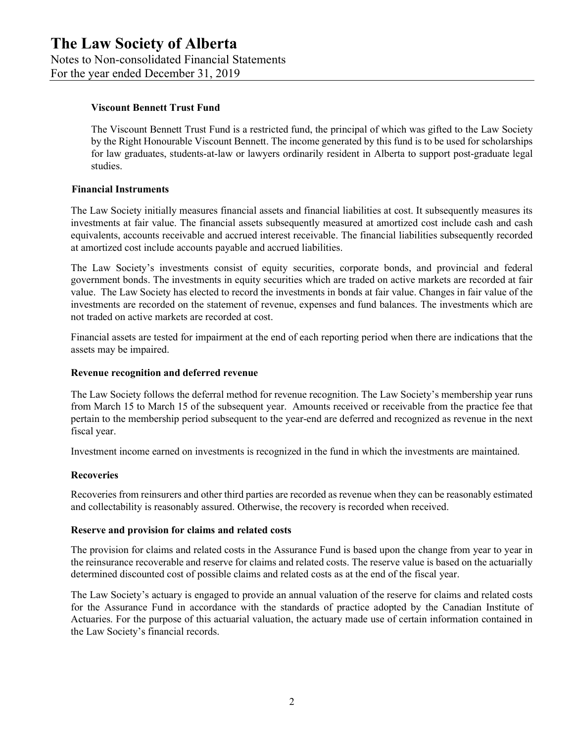#### Viscount Bennett Trust Fund

The Viscount Bennett Trust Fund is a restricted fund, the principal of which was gifted to the Law Society by the Right Honourable Viscount Bennett. The income generated by this fund is to be used for scholarships for law graduates, students-at-law or lawyers ordinarily resident in Alberta to support post-graduate legal studies.

### Financial Instruments

The Law Society initially measures financial assets and financial liabilities at cost. It subsequently measures its investments at fair value. The financial assets subsequently measured at amortized cost include cash and cash equivalents, accounts receivable and accrued interest receivable. The financial liabilities subsequently recorded at amortized cost include accounts payable and accrued liabilities.

The Law Society's investments consist of equity securities, corporate bonds, and provincial and federal government bonds. The investments in equity securities which are traded on active markets are recorded at fair value. The Law Society has elected to record the investments in bonds at fair value. Changes in fair value of the investments are recorded on the statement of revenue, expenses and fund balances. The investments which are not traded on active markets are recorded at cost.

Financial assets are tested for impairment at the end of each reporting period when there are indications that the assets may be impaired.

### Revenue recognition and deferred revenue

The Law Society follows the deferral method for revenue recognition. The Law Society's membership year runs from March 15 to March 15 of the subsequent year. Amounts received or receivable from the practice fee that pertain to the membership period subsequent to the year-end are deferred and recognized as revenue in the next fiscal year.

Investment income earned on investments is recognized in the fund in which the investments are maintained.

### Recoveries

Recoveries from reinsurers and other third parties are recorded as revenue when they can be reasonably estimated and collectability is reasonably assured. Otherwise, the recovery is recorded when received.

### Reserve and provision for claims and related costs

The provision for claims and related costs in the Assurance Fund is based upon the change from year to year in the reinsurance recoverable and reserve for claims and related costs. The reserve value is based on the actuarially determined discounted cost of possible claims and related costs as at the end of the fiscal year.

The Law Society's actuary is engaged to provide an annual valuation of the reserve for claims and related costs for the Assurance Fund in accordance with the standards of practice adopted by the Canadian Institute of Actuaries. For the purpose of this actuarial valuation, the actuary made use of certain information contained in the Law Society's financial records.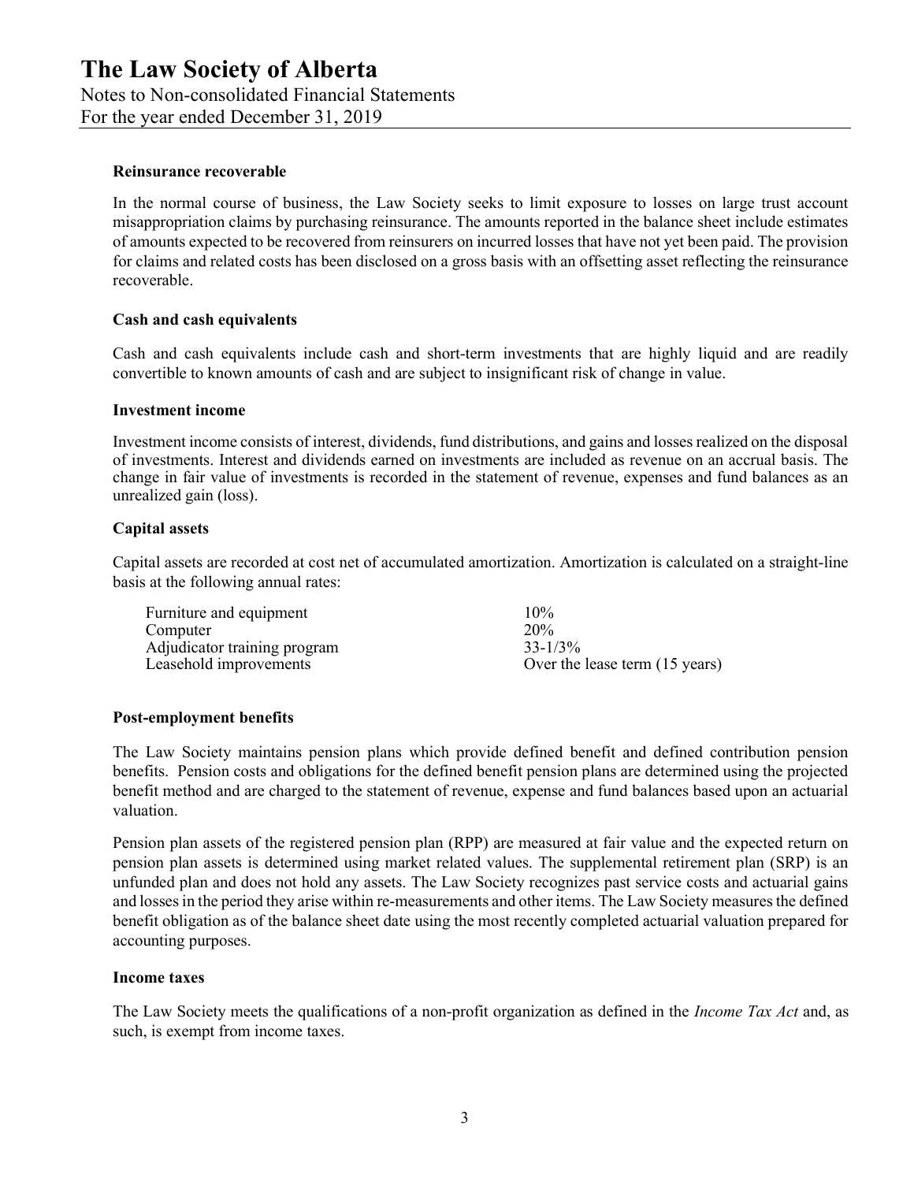# The Law Society of Alberta

Notes to Non-consolidated Financial Statements
For the year ended December 31, 2019

**Reinsurance recoverable**

In the normal course of business, the Law Society seeks to limit exposure to losses on large trust account misappropriation claims by purchasing reinsurance. The amounts reported in the balance sheet include estimates of amounts expected to be recovered from reinsurers on incurred losses that have not yet been paid. The provision for claims and related costs has been disclosed on a gross basis with an offsetting asset reflecting the reinsurance recoverable.

**Cash and cash equivalents**

Cash and cash equivalents include cash and short-term investments that are highly liquid and are readily convertible to known amounts of cash and are subject to insignificant risk of change in value.

**Investment income**

Investment income consists of interest, dividends, fund distributions, and gains and losses realized on the disposal of investments. Interest and dividends earned on investments are included as revenue on an accrual basis. The change in fair value of investments is recorded in the statement of revenue, expenses and fund balances as an unrealized gain (loss).

**Capital assets**

Capital assets are recorded at cost net of accumulated amortization. Amortization is calculated on a straight-line basis at the following annual rates:

| | |
|---|---|
| Furniture and equipment | 10% |
| Computer | 20% |
| Adjudicator training program | 33-1/3% |
| Leasehold improvements | Over the lease term (15 years) |

**Post-employment benefits**

The Law Society maintains pension plans which provide defined benefit and defined contribution pension benefits. Pension costs and obligations for the defined benefit pension plans are determined using the projected benefit method and are charged to the statement of revenue, expense and fund balances based upon an actuarial valuation.

Pension plan assets of the registered pension plan (RPP) are measured at fair value and the expected return on pension plan assets is determined using market related values. The supplemental retirement plan (SRP) is an unfunded plan and does not hold any assets. The Law Society recognizes past service costs and actuarial gains and losses in the period they arise within re-measurements and other items. The Law Society measures the defined benefit obligation as of the balance sheet date using the most recently completed actuarial valuation prepared for accounting purposes.

**Income taxes**

The Law Society meets the qualifications of a non-profit organization as defined in the *Income Tax Act* and, as such, is exempt from income taxes.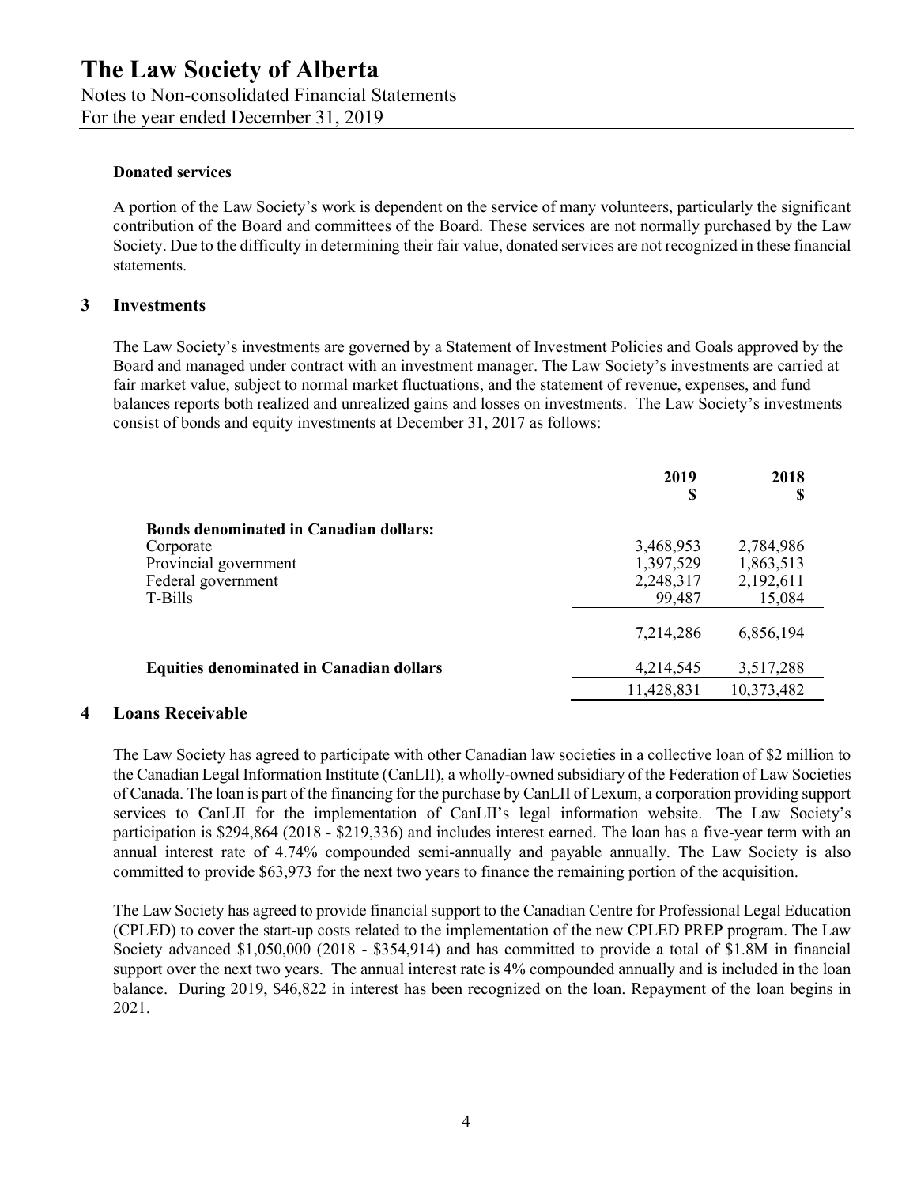# The Law Society of Alberta

Notes to Non-consolidated Financial Statements
For the year ended December 31, 2019

**Donated services**

A portion of the Law Society's work is dependent on the service of many volunteers, particularly the significant contribution of the Board and committees of the Board. These services are not normally purchased by the Law Society. Due to the difficulty in determining their fair value, donated services are not recognized in these financial statements.

## 3 Investments

The Law Society's investments are governed by a Statement of Investment Policies and Goals approved by the Board and managed under contract with an investment manager. The Law Society's investments are carried at fair market value, subject to normal market fluctuations, and the statement of revenue, expenses, and fund balances reports both realized and unrealized gains and losses on investments. The Law Society's investments consist of bonds and equity investments at December 31, 2017 as follows:

| | 2019 $ | 2018 $ |
|---|---|---|
| **Bonds denominated in Canadian dollars:** | | |
| Corporate | 3,468,953 | 2,784,986 |
| Provincial government | 1,397,529 | 1,863,513 |
| Federal government | 2,248,317 | 2,192,611 |
| T-Bills | 99,487 | 15,084 |
| | 7,214,286 | 6,856,194 |
| **Equities denominated in Canadian dollars** | 4,214,545 | 3,517,288 |
| | 11,428,831 | 10,373,482 |

## 4 Loans Receivable

The Law Society has agreed to participate with other Canadian law societies in a collective loan of $2 million to the Canadian Legal Information Institute (CanLII), a wholly-owned subsidiary of the Federation of Law Societies of Canada. The loan is part of the financing for the purchase by CanLII of Lexum, a corporation providing support services to CanLII for the implementation of CanLII's legal information website. The Law Society's participation is $294,864 (2018 - $219,336) and includes interest earned. The loan has a five-year term with an annual interest rate of 4.74% compounded semi-annually and payable annually. The Law Society is also committed to provide $63,973 for the next two years to finance the remaining portion of the acquisition.

The Law Society has agreed to provide financial support to the Canadian Centre for Professional Legal Education (CPLED) to cover the start-up costs related to the implementation of the new CPLED PREP program. The Law Society advanced $1,050,000 (2018 - $354,914) and has committed to provide a total of $1.8M in financial support over the next two years. The annual interest rate is 4% compounded annually and is included in the loan balance. During 2019, $46,822 in interest has been recognized on the loan. Repayment of the loan begins in 2021.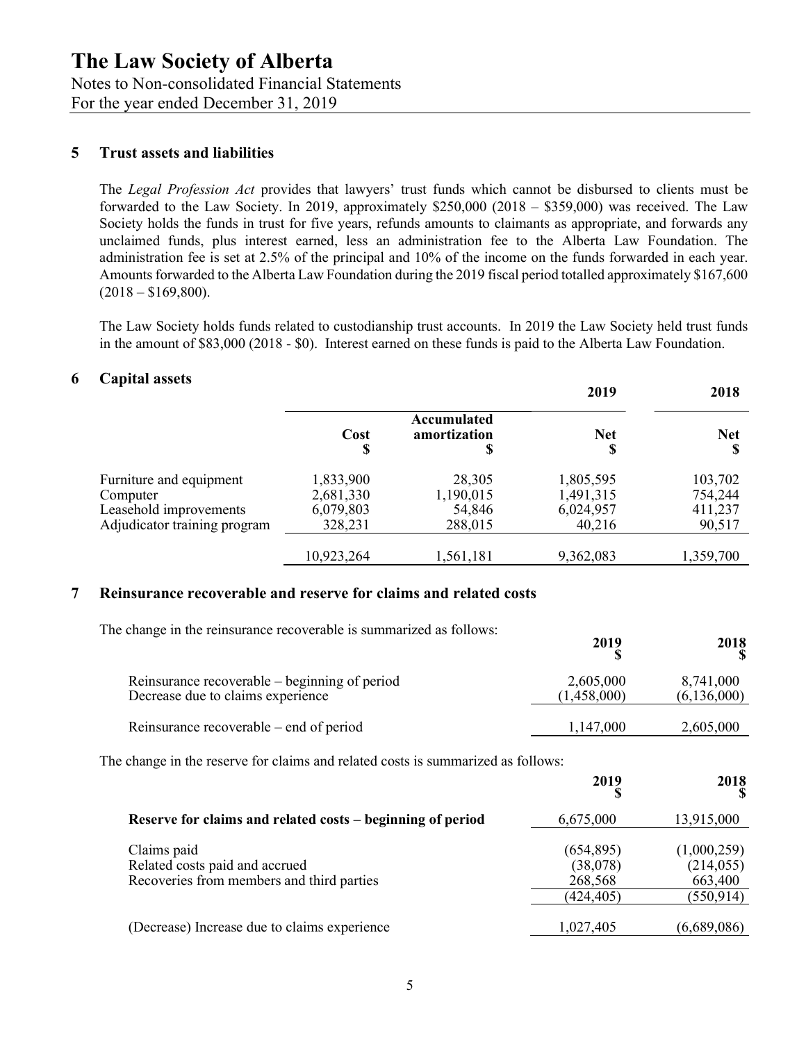# The Law Society of Alberta

Notes to Non-consolidated Financial Statements
For the year ended December 31, 2019

## 5 Trust assets and liabilities

The *Legal Profession Act* provides that lawyers' trust funds which cannot be disbursed to clients must be forwarded to the Law Society. In 2019, approximately $250,000 (2018 – $359,000) was received. The Law Society holds the funds in trust for five years, refunds amounts to claimants as appropriate, and forwards any unclaimed funds, plus interest earned, less an administration fee to the Alberta Law Foundation. The administration fee is set at 2.5% of the principal and 10% of the income on the funds forwarded in each year. Amounts forwarded to the Alberta Law Foundation during the 2019 fiscal period totalled approximately $167,600 (2018 – $169,800).

The Law Society holds funds related to custodianship trust accounts. In 2019 the Law Society held trust funds in the amount of $83,000 (2018 - $0). Interest earned on these funds is paid to the Alberta Law Foundation.

## 6 Capital assets

| | | | 2019 | 2018 |
|---|---|---|---|---|
| | Cost<br>$ | Accumulated amortization<br>$ | Net<br>$ | Net<br>$ |
| Furniture and equipment | 1,833,900 | 28,305 | 1,805,595 | 103,702 |
| Computer | 2,681,330 | 1,190,015 | 1,491,315 | 754,244 |
| Leasehold improvements | 6,079,803 | 54,846 | 6,024,957 | 411,237 |
| Adjudicator training program | 328,231 | 288,015 | 40,216 | 90,517 |
| | 10,923,264 | 1,561,181 | 9,362,083 | 1,359,700 |

## 7 Reinsurance recoverable and reserve for claims and related costs

The change in the reinsurance recoverable is summarized as follows:

| | 2019<br>$ | 2018<br>$ |
|---|---|---|
| Reinsurance recoverable – beginning of period | 2,605,000 | 8,741,000 |
| Decrease due to claims experience | (1,458,000) | (6,136,000) |
| Reinsurance recoverable – end of period | 1,147,000 | 2,605,000 |

The change in the reserve for claims and related costs is summarized as follows:

| | 2019<br>$ | 2018<br>$ |
|---|---|---|
| **Reserve for claims and related costs – beginning of period** | 6,675,000 | 13,915,000 |
| Claims paid | (654,895) | (1,000,259) |
| Related costs paid and accrued | (38,078) | (214,055) |
| Recoveries from members and third parties | 268,568 | 663,400 |
| | (424,405) | (550,914) |
| (Decrease) Increase due to claims experience | 1,027,405 | (6,689,086) |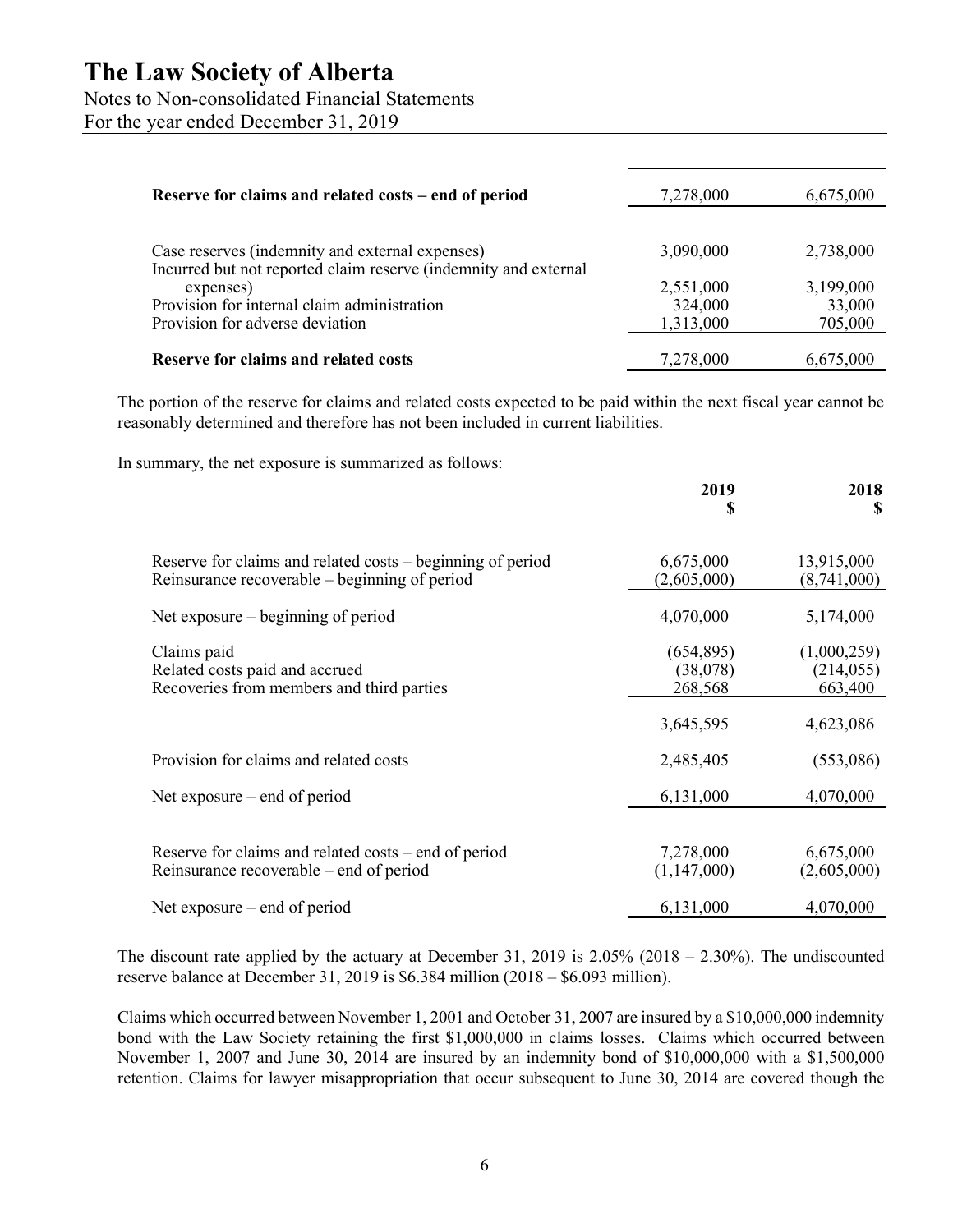| | | |
|---|---|---|
| **Reserve for claims and related costs – end of period** | 7,278,000 | 6,675,000 |
| Case reserves (indemnity and external expenses) | 3,090,000 | 2,738,000 |
| Incurred but not reported claim reserve (indemnity and external expenses) | 2,551,000 | 3,199,000 |
| Provision for internal claim administration | 324,000 | 33,000 |
| Provision for adverse deviation | 1,313,000 | 705,000 |
| **Reserve for claims and related costs** | 7,278,000 | 6,675,000 |

The portion of the reserve for claims and related costs expected to be paid within the next fiscal year cannot be reasonably determined and therefore has not been included in current liabilities.

In summary, the net exposure is summarized as follows:

| | **2019 $** | **2018 $** |
|---|---|---|
| Reserve for claims and related costs – beginning of period | 6,675,000 | 13,915,000 |
| Reinsurance recoverable – beginning of period | (2,605,000) | (8,741,000) |
| Net exposure – beginning of period | 4,070,000 | 5,174,000 |
| Claims paid | (654,895) | (1,000,259) |
| Related costs paid and accrued | (38,078) | (214,055) |
| Recoveries from members and third parties | 268,568 | 663,400 |
| | 3,645,595 | 4,623,086 |
| Provision for claims and related costs | 2,485,405 | (553,086) |
| Net exposure – end of period | 6,131,000 | 4,070,000 |
| Reserve for claims and related costs – end of period | 7,278,000 | 6,675,000 |
| Reinsurance recoverable – end of period | (1,147,000) | (2,605,000) |
| Net exposure – end of period | 6,131,000 | 4,070,000 |

The discount rate applied by the actuary at December 31, 2019 is 2.05% (2018 – 2.30%). The undiscounted reserve balance at December 31, 2019 is $6.384 million (2018 – $6.093 million).

Claims which occurred between November 1, 2001 and October 31, 2007 are insured by a $10,000,000 indemnity bond with the Law Society retaining the first $1,000,000 in claims losses. Claims which occurred between November 1, 2007 and June 30, 2014 are insured by an indemnity bond of $10,000,000 with a $1,500,000 retention. Claims for lawyer misappropriation that occur subsequent to June 30, 2014 are covered though the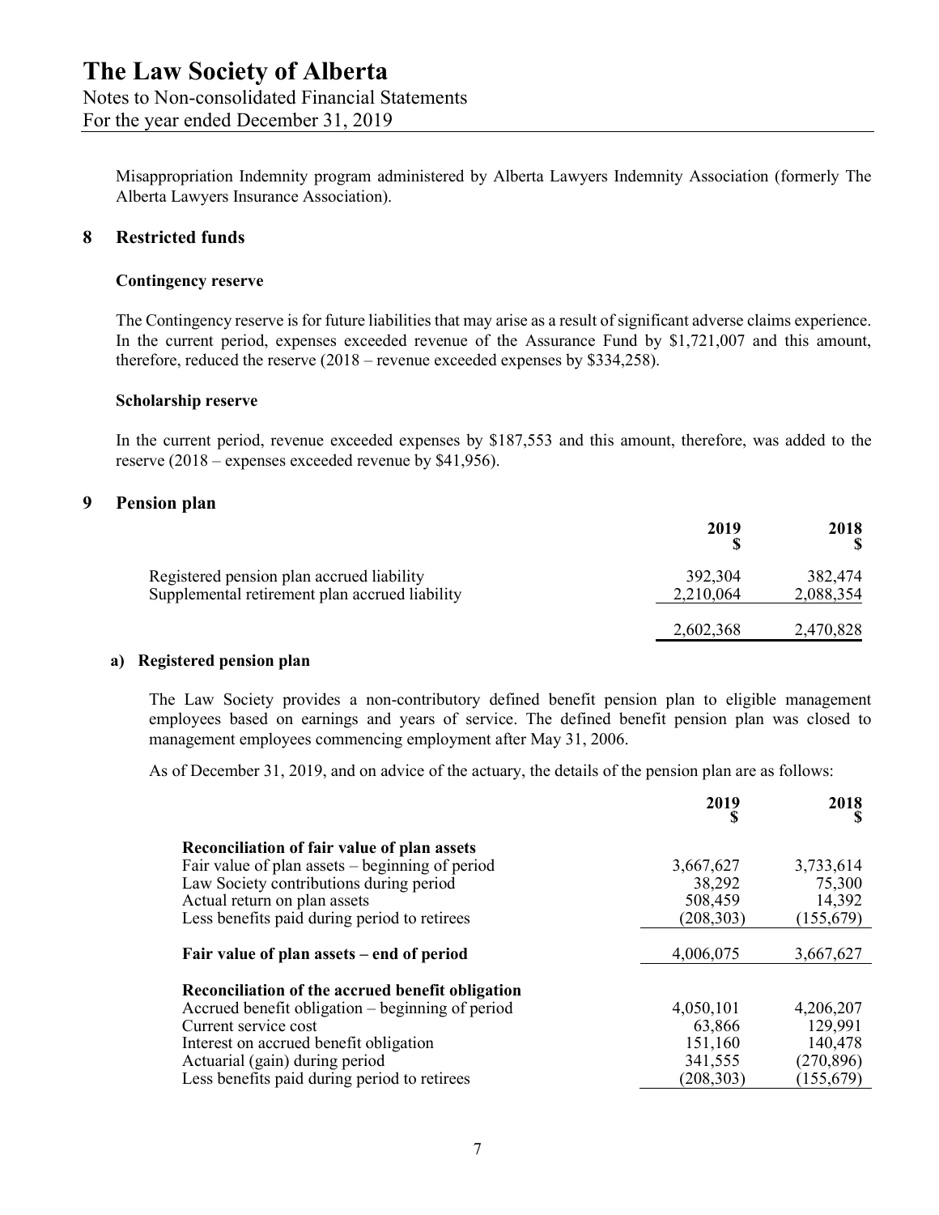Misappropriation Indemnity program administered by Alberta Lawyers Indemnity Association (formerly The Alberta Lawyers Insurance Association).

## 8 Restricted funds

### Contingency reserve

The Contingency reserve is for future liabilities that may arise as a result of significant adverse claims experience. In the current period, expenses exceeded revenue of the Assurance Fund by $1,721,007 and this amount, therefore, reduced the reserve (2018 – revenue exceeded expenses by $334,258).

### Scholarship reserve

In the current period, revenue exceeded expenses by $187,553 and this amount, therefore, was added to the reserve (2018 – expenses exceeded revenue by $41,956).

## 9 Pension plan

| | 2019<br>$ | 2018<br>$ |
|---|---|---|
| Registered pension plan accrued liability | 392,304 | 382,474 |
| Supplemental retirement plan accrued liability | 2,210,064 | 2,088,354 |
| | 2,602,368 | 2,470,828 |

### a) Registered pension plan

The Law Society provides a non-contributory defined benefit pension plan to eligible management employees based on earnings and years of service. The defined benefit pension plan was closed to management employees commencing employment after May 31, 2006.

As of December 31, 2019, and on advice of the actuary, the details of the pension plan are as follows:

| | 2019<br>$ | 2018<br>$ |
|---|---|---|
| **Reconciliation of fair value of plan assets** | | |
| Fair value of plan assets – beginning of period | 3,667,627 | 3,733,614 |
| Law Society contributions during period | 38,292 | 75,300 |
| Actual return on plan assets | 508,459 | 14,392 |
| Less benefits paid during period to retirees | (208,303) | (155,679) |
| **Fair value of plan assets – end of period** | 4,006,075 | 3,667,627 |
| **Reconciliation of the accrued benefit obligation** | | |
| Accrued benefit obligation – beginning of period | 4,050,101 | 4,206,207 |
| Current service cost | 63,866 | 129,991 |
| Interest on accrued benefit obligation | 151,160 | 140,478 |
| Actuarial (gain) during period | 341,555 | (270,896) |
| Less benefits paid during period to retirees | (208,303) | (155,679) |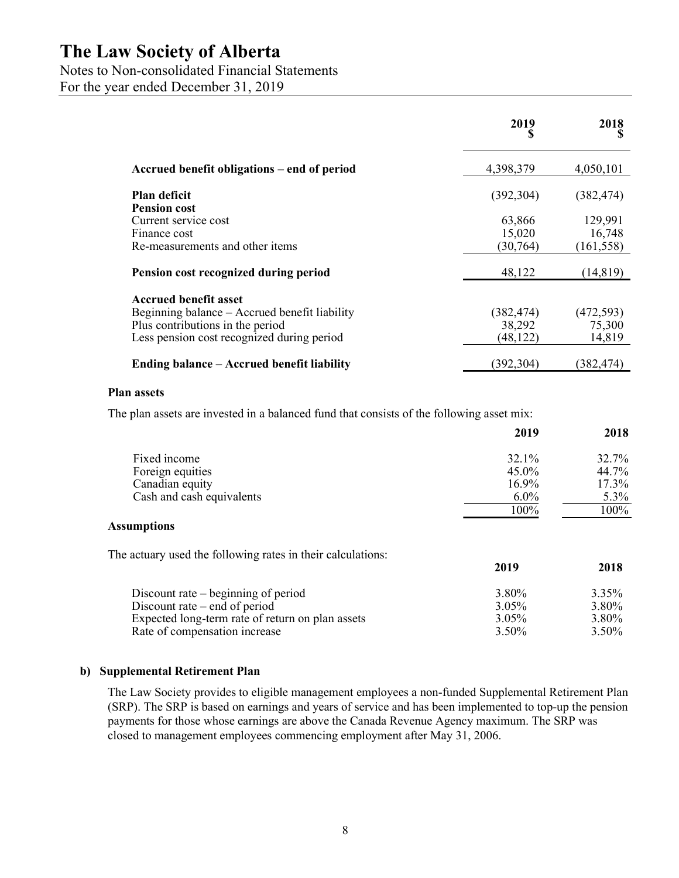| | 2019<br>$ | 2018<br>$ |
|---|---|---|
| **Accrued benefit obligations – end of period** | 4,398,379 | 4,050,101 |
| **Plan deficit** | (392,304) | (382,474) |
| **Pension cost** | | |
| Current service cost | 63,866 | 129,991 |
| Finance cost | 15,020 | 16,748 |
| Re-measurements and other items | (30,764) | (161,558) |
| **Pension cost recognized during period** | 48,122 | (14,819) |
| **Accrued benefit asset** | | |
| Beginning balance – Accrued benefit liability | (382,474) | (472,593) |
| Plus contributions in the period | 38,292 | 75,300 |
| Less pension cost recognized during period | (48,122) | 14,819 |
| **Ending balance – Accrued benefit liability** | (392,304) | (382,474) |

**Plan assets**

The plan assets are invested in a balanced fund that consists of the following asset mix:

| | 2019 | 2018 |
|---|---|---|
| Fixed income | 32.1% | 32.7% |
| Foreign equities | 45.0% | 44.7% |
| Canadian equity | 16.9% | 17.3% |
| Cash and cash equivalents | 6.0% | 5.3% |
| | 100% | 100% |

**Assumptions**

The actuary used the following rates in their calculations:

| | 2019 | 2018 |
|---|---|---|
| Discount rate – beginning of period | 3.80% | 3.35% |
| Discount rate – end of period | 3.05% | 3.80% |
| Expected long-term rate of return on plan assets | 3.05% | 3.80% |
| Rate of compensation increase | 3.50% | 3.50% |

**b) Supplemental Retirement Plan**

The Law Society provides to eligible management employees a non-funded Supplemental Retirement Plan (SRP). The SRP is based on earnings and years of service and has been implemented to top-up the pension payments for those whose earnings are above the Canada Revenue Agency maximum. The SRP was closed to management employees commencing employment after May 31, 2006.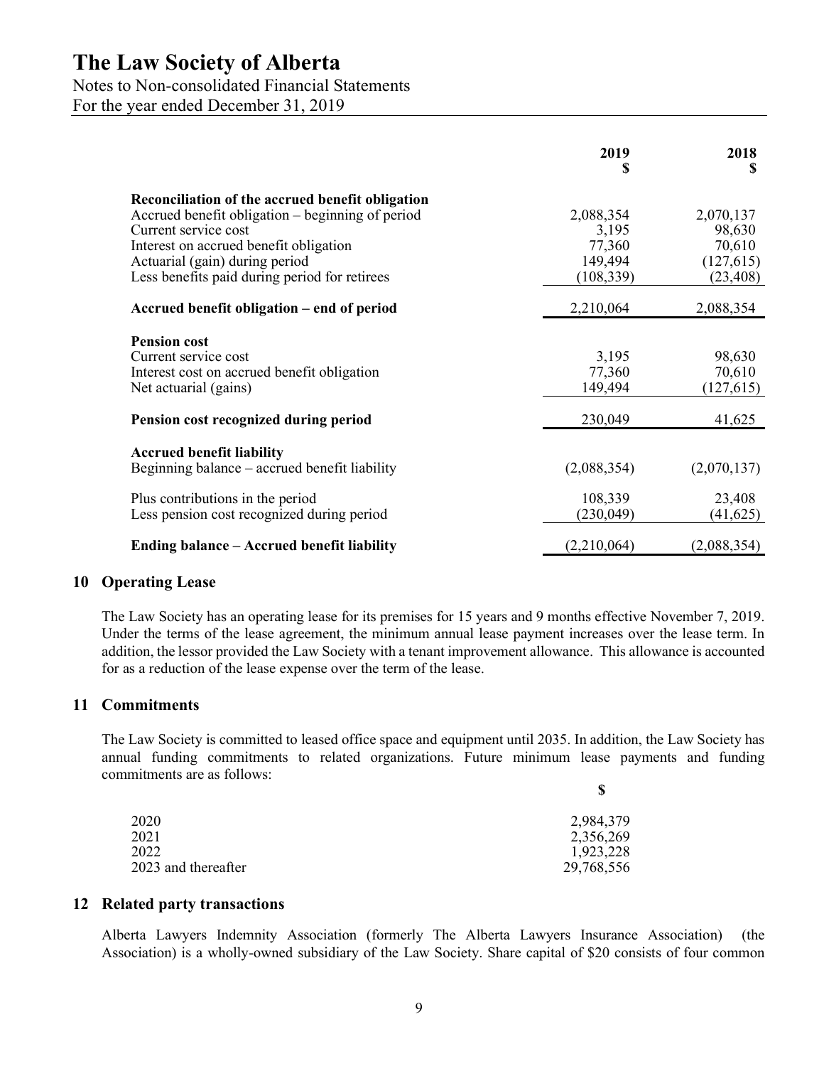| | 2019<br>$ | 2018<br>$ |
|---|---|---|
| **Reconciliation of the accrued benefit obligation** | | |
| Accrued benefit obligation – beginning of period | 2,088,354 | 2,070,137 |
| Current service cost | 3,195 | 98,630 |
| Interest on accrued benefit obligation | 77,360 | 70,610 |
| Actuarial (gain) during period | 149,494 | (127,615) |
| Less benefits paid during period for retirees | (108,339) | (23,408) |
| **Accrued benefit obligation – end of period** | 2,210,064 | 2,088,354 |
| **Pension cost** | | |
| Current service cost | 3,195 | 98,630 |
| Interest cost on accrued benefit obligation | 77,360 | 70,610 |
| Net actuarial (gains) | 149,494 | (127,615) |
| **Pension cost recognized during period** | 230,049 | 41,625 |
| **Accrued benefit liability** | | |
| Beginning balance – accrued benefit liability | (2,088,354) | (2,070,137) |
| Plus contributions in the period | 108,339 | 23,408 |
| Less pension cost recognized during period | (230,049) | (41,625) |
| **Ending balance – Accrued benefit liability** | (2,210,064) | (2,088,354) |

## 10 Operating Lease

The Law Society has an operating lease for its premises for 15 years and 9 months effective November 7, 2019. Under the terms of the lease agreement, the minimum annual lease payment increases over the lease term. In addition, the lessor provided the Law Society with a tenant improvement allowance. This allowance is accounted for as a reduction of the lease expense over the term of the lease.

## 11 Commitments

The Law Society is committed to leased office space and equipment until 2035. In addition, the Law Society has annual funding commitments to related organizations. Future minimum lease payments and funding commitments are as follows:

| | $ |
|---|---|
| 2020 | 2,984,379 |
| 2021 | 2,356,269 |
| 2022 | 1,923,228 |
| 2023 and thereafter | 29,768,556 |

## 12 Related party transactions

Alberta Lawyers Indemnity Association (formerly The Alberta Lawyers Insurance Association) (the Association) is a wholly-owned subsidiary of the Law Society. Share capital of $20 consists of four common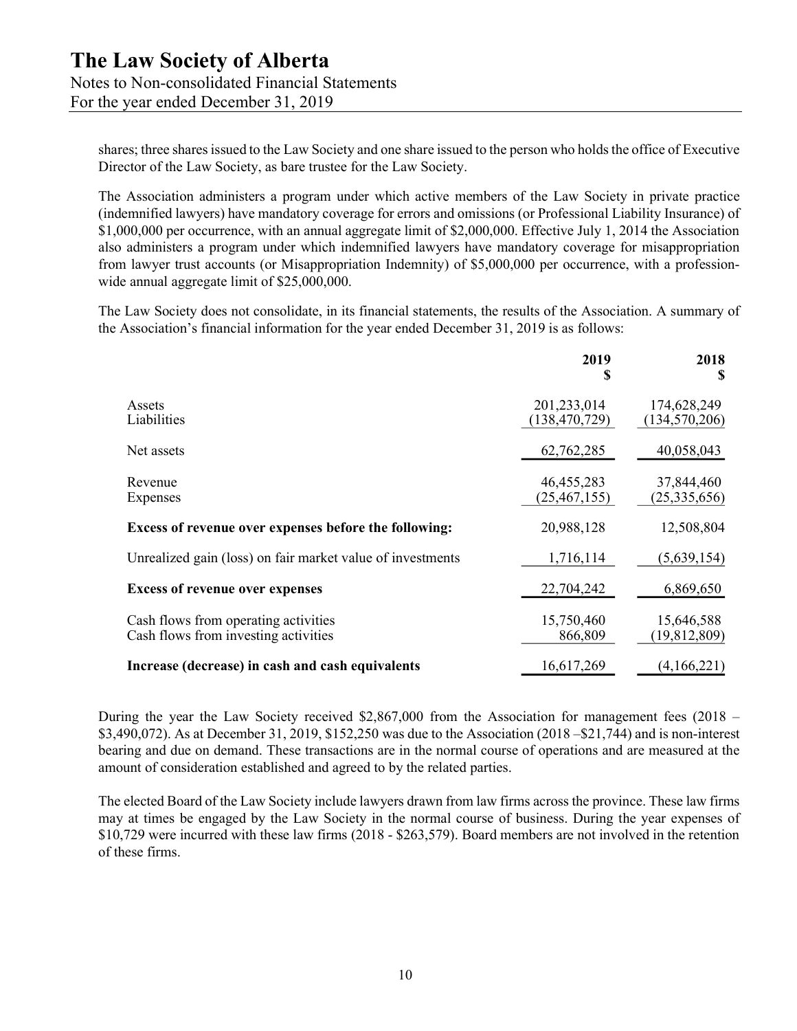shares; three shares issued to the Law Society and one share issued to the person who holds the office of Executive Director of the Law Society, as bare trustee for the Law Society.

The Association administers a program under which active members of the Law Society in private practice (indemnified lawyers) have mandatory coverage for errors and omissions (or Professional Liability Insurance) of $1,000,000 per occurrence, with an annual aggregate limit of $2,000,000. Effective July 1, 2014 the Association also administers a program under which indemnified lawyers have mandatory coverage for misappropriation from lawyer trust accounts (or Misappropriation Indemnity) of $5,000,000 per occurrence, with a profession-wide annual aggregate limit of $25,000,000.

The Law Society does not consolidate, in its financial statements, the results of the Association. A summary of the Association's financial information for the year ended December 31, 2019 is as follows:

| | 2019 $ | 2018 $ |
|---|---|---|
| Assets | 201,233,014 | 174,628,249 |
| Liabilities | (138,470,729) | (134,570,206) |
| Net assets | 62,762,285 | 40,058,043 |
| Revenue | 46,455,283 | 37,844,460 |
| Expenses | (25,467,155) | (25,335,656) |
| **Excess of revenue over expenses before the following:** | 20,988,128 | 12,508,804 |
| Unrealized gain (loss) on fair market value of investments | 1,716,114 | (5,639,154) |
| **Excess of revenue over expenses** | 22,704,242 | 6,869,650 |
| Cash flows from operating activities | 15,750,460 | 15,646,588 |
| Cash flows from investing activities | 866,809 | (19,812,809) |
| **Increase (decrease) in cash and cash equivalents** | 16,617,269 | (4,166,221) |

During the year the Law Society received $2,867,000 from the Association for management fees (2018 – $3,490,072). As at December 31, 2019, $152,250 was due to the Association (2018 –$21,744) and is non-interest bearing and due on demand. These transactions are in the normal course of operations and are measured at the amount of consideration established and agreed to by the related parties.

The elected Board of the Law Society include lawyers drawn from law firms across the province. These law firms may at times be engaged by the Law Society in the normal course of business. During the year expenses of $10,729 were incurred with these law firms (2018 - $263,579). Board members are not involved in the retention of these firms.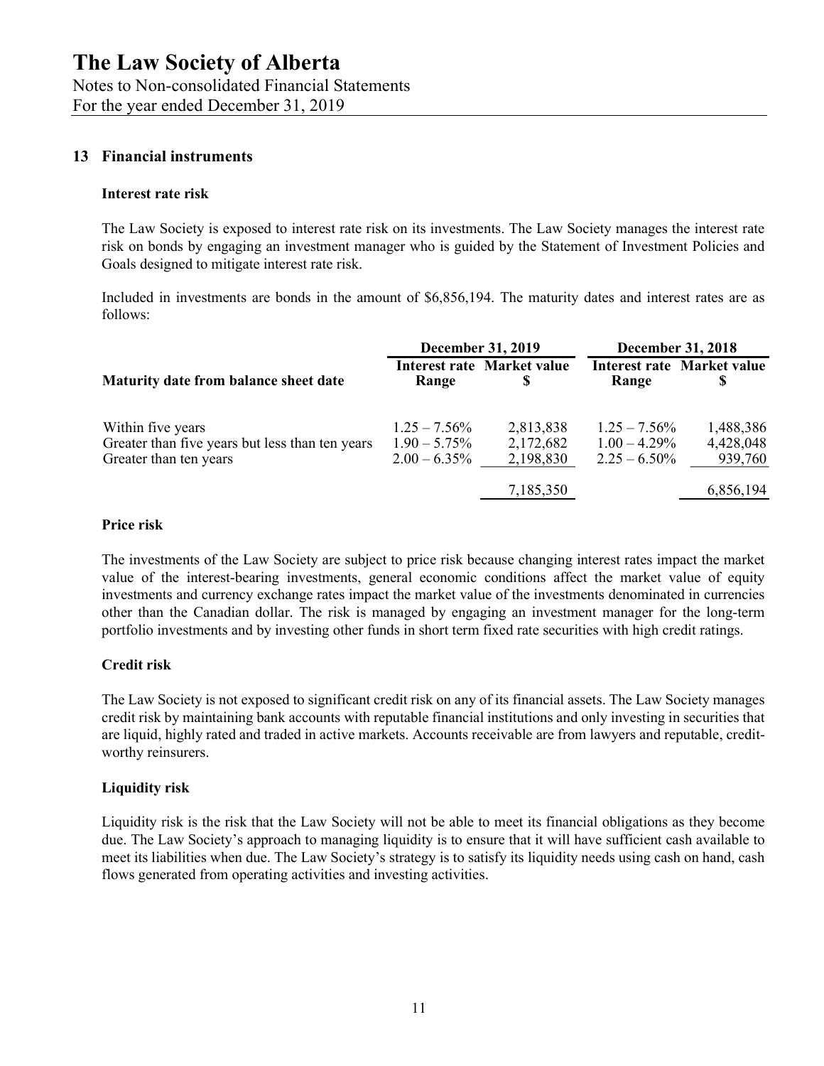## 13 Financial instruments

### Interest rate risk

The Law Society is exposed to interest rate risk on its investments. The Law Society manages the interest rate risk on bonds by engaging an investment manager who is guided by the Statement of Investment Policies and Goals designed to mitigate interest rate risk.

Included in investments are bonds in the amount of $6,856,194. The maturity dates and interest rates are as follows:

| | December 31, 2019 | | December 31, 2018 | |
|---|---|---|---|---|
| **Maturity date from balance sheet date** | **Interest rate Range** | **Market value $** | **Interest rate Range** | **Market value $** |
| Within five years | 1.25 – 7.56% | 2,813,838 | 1.25 – 7.56% | 1,488,386 |
| Greater than five years but less than ten years | 1.90 – 5.75% | 2,172,682 | 1.00 – 4.29% | 4,428,048 |
| Greater than ten years | 2.00 – 6.35% | 2,198,830 | 2.25 – 6.50% | 939,760 |
| | | 7,185,350 | | 6,856,194 |

### Price risk

The investments of the Law Society are subject to price risk because changing interest rates impact the market value of the interest-bearing investments, general economic conditions affect the market value of equity investments and currency exchange rates impact the market value of the investments denominated in currencies other than the Canadian dollar. The risk is managed by engaging an investment manager for the long-term portfolio investments and by investing other funds in short term fixed rate securities with high credit ratings.

### Credit risk

The Law Society is not exposed to significant credit risk on any of its financial assets. The Law Society manages credit risk by maintaining bank accounts with reputable financial institutions and only investing in securities that are liquid, highly rated and traded in active markets. Accounts receivable are from lawyers and reputable, credit-worthy reinsurers.

### Liquidity risk

Liquidity risk is the risk that the Law Society will not be able to meet its financial obligations as they become due. The Law Society's approach to managing liquidity is to ensure that it will have sufficient cash available to meet its liabilities when due. The Law Society's strategy is to satisfy its liquidity needs using cash on hand, cash flows generated from operating activities and investing activities.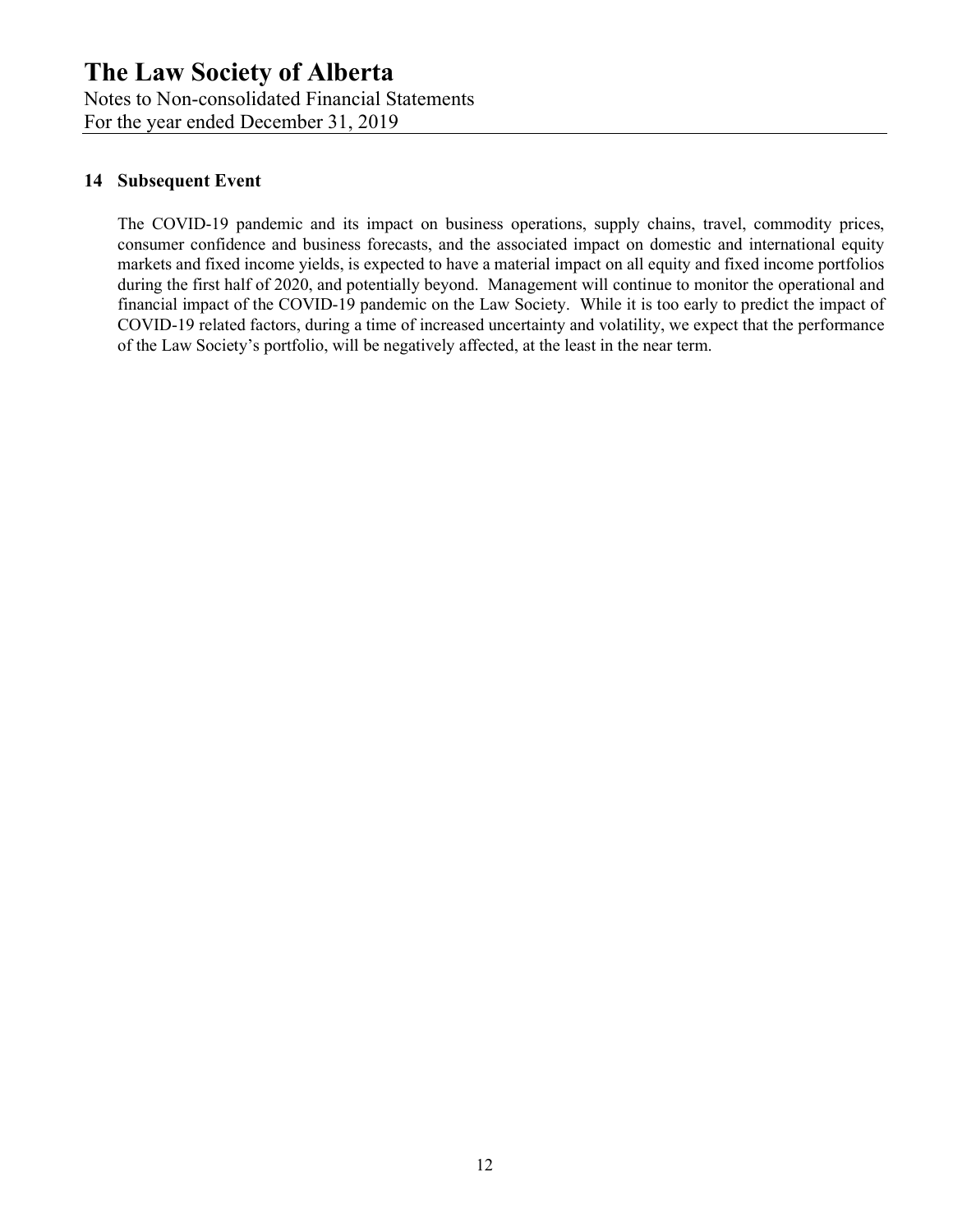## 14 Subsequent Event

The COVID-19 pandemic and its impact on business operations, supply chains, travel, commodity prices, consumer confidence and business forecasts, and the associated impact on domestic and international equity markets and fixed income yields, is expected to have a material impact on all equity and fixed income portfolios during the first half of 2020, and potentially beyond. Management will continue to monitor the operational and financial impact of the COVID-19 pandemic on the Law Society. While it is too early to predict the impact of COVID-19 related factors, during a time of increased uncertainty and volatility, we expect that the performance of the Law Society's portfolio, will be negatively affected, at the least in the near term.